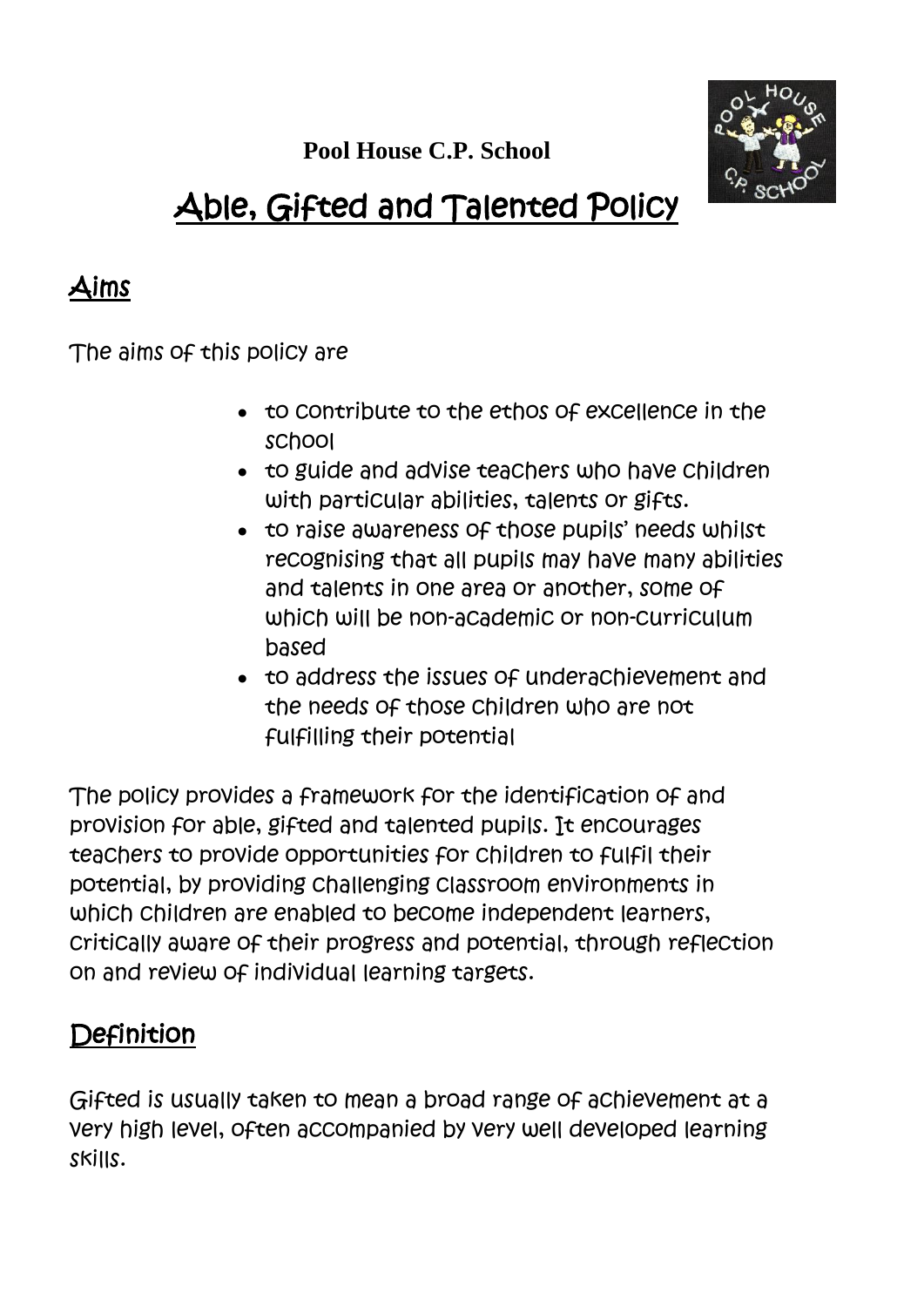**Pool House C.P. School**

# Able, Gifted and Talented Policy

## Aims

The aims of this policy are

- to contribute to the ethos of excellence in the school
- to guide and advise teachers who have children with particular abilities, talents or gifts.
- to raise awareness of those pupils' needs whilst recognising that all pupils may have many abilities and talents in one area or another, some of which will be non-academic or non-curriculum based
- to address the issues of underachievement and the needs of those children who are not fulfilling their potential

The policy provides a framework for the identification of and provision for able, gifted and talented pupils. It encourages teachers to provide opportunities for children to fulfil their potential, by providing challenging classroom environments in which children are enabled to become independent learners, critically aware of their progress and potential, through reflection on and review of individual learning targets.

## Definition

Gifted is usually taken to mean a broad range of achievement at a very high level, often accompanied by very well developed learning skills.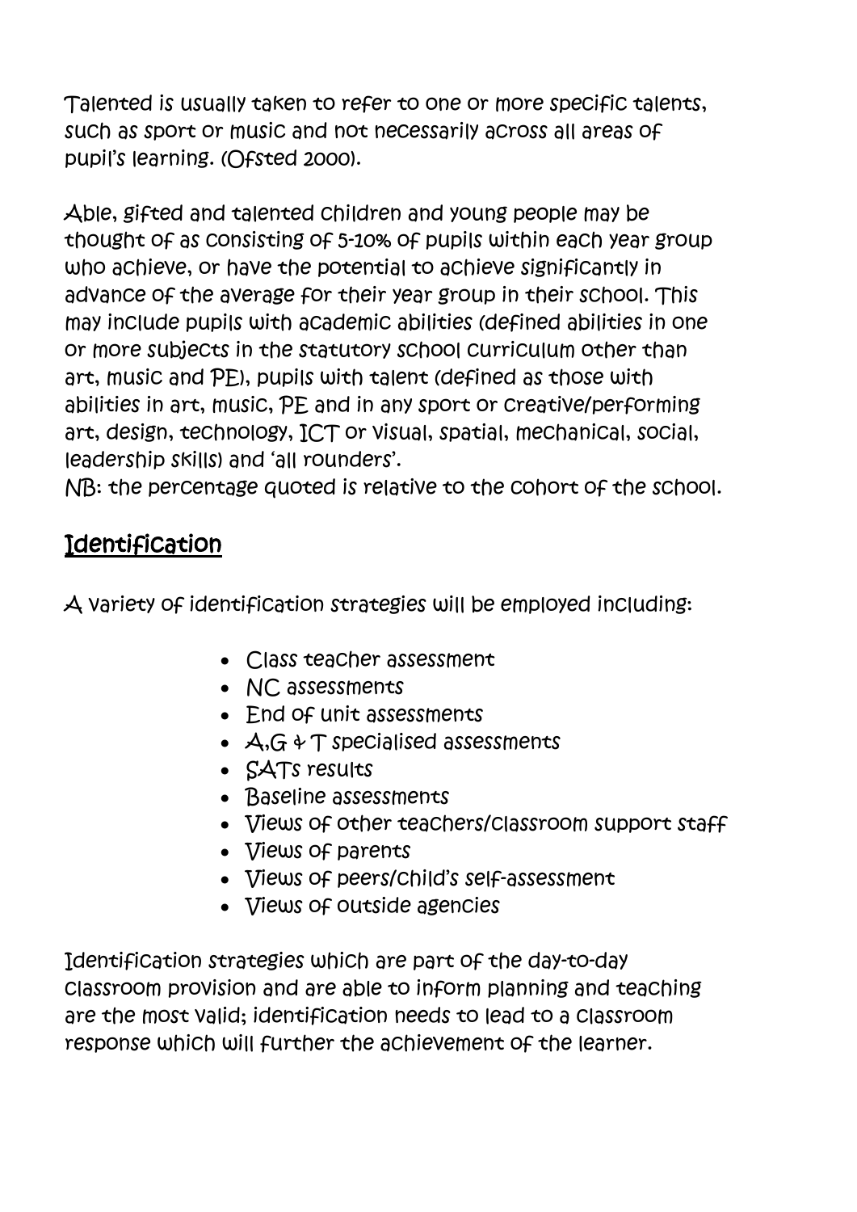Talented is usually taken to refer to one or more specific talents, such as sport or music and not necessarily across all areas of pupil's learning. (Ofsted 2000).

Able, gifted and talented children and young people may be thought of as consisting of 5-10% of pupils within each year group who achieve, or have the potential to achieve significantly in advance of the average for their year group in their school. This may include pupils with academic abilities (defined abilities in one or more subjects in the statutory school curriculum other than art, music and PE), pupils with talent (defined as those with abilities in art, music, PE and in any sport or creative/performing art, design, technology, ICT or visual, spatial, mechanical, social, leadership skills) and 'all rounders'.
NB: the percentage quoted is relative to the cohort of the school.

## Identification

A variety of identification strategies will be employed including:

- Class teacher assessment
- NC assessments
- End of unit assessments
- A,G & T specialised assessments
- SATs results
- Baseline assessments
- Views of other teachers/classroom support staff
- Views of parents
- Views of peers/child's self-assessment
- Views of outside agencies

Identification strategies which are part of the day-to-day classroom provision and are able to inform planning and teaching are the most valid; identification needs to lead to a classroom response which will further the achievement of the learner.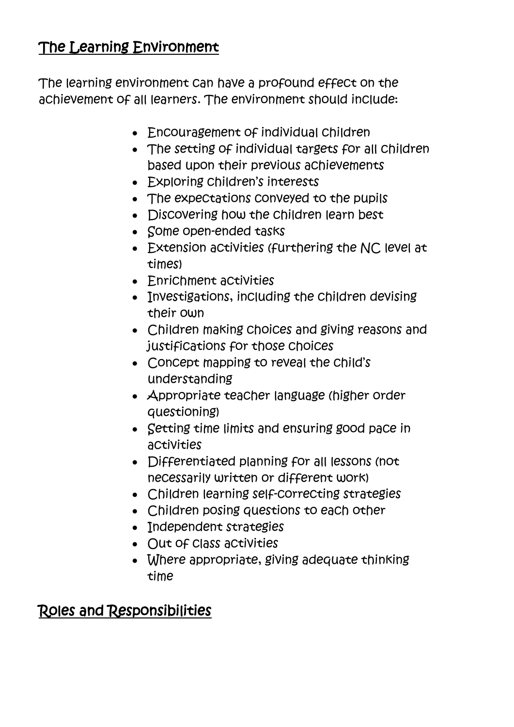## The Learning Environment

The learning environment can have a profound effect on the achievement of all learners. The environment should include:

- Encouragement of individual children
- The setting of individual targets for all children based upon their previous achievements
- Exploring children's interests
- The expectations conveyed to the pupils
- Discovering how the children learn best
- Some open-ended tasks
- Extension activities (furthering the NC level at times)
- Enrichment activities
- Investigations, including the children devising their own
- Children making choices and giving reasons and justifications for those choices
- Concept mapping to reveal the child's understanding
- Appropriate teacher language (higher order questioning)
- Setting time limits and ensuring good pace in activities
- Differentiated planning for all lessons (not necessarily written or different work)
- Children learning self-correcting strategies
- Children posing questions to each other
- Independent strategies
- Out of class activities
- Where appropriate, giving adequate thinking time

## Roles and Responsibilities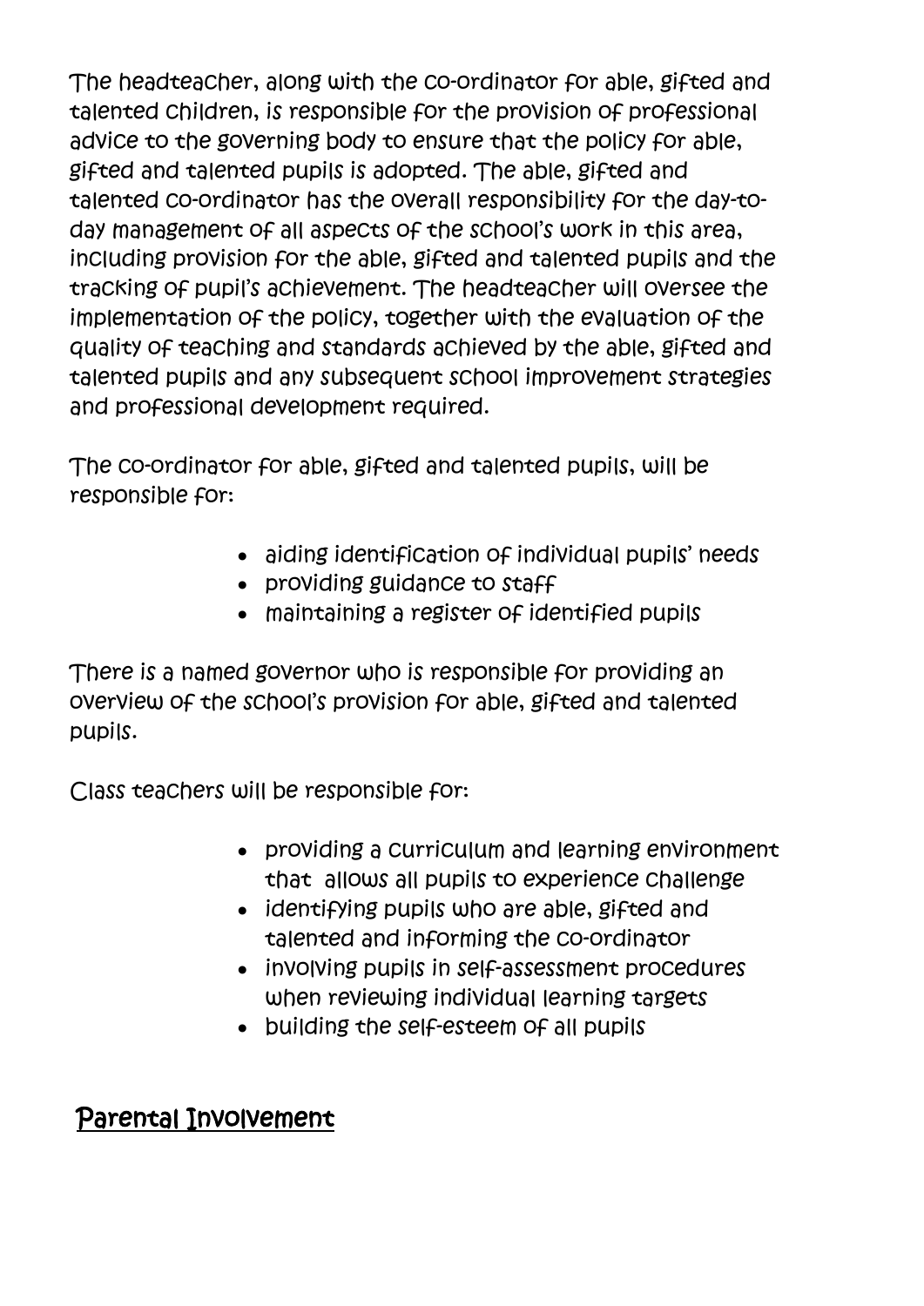The headteacher, along with the co-ordinator for able, gifted and talented children, is responsible for the provision of professional advice to the governing body to ensure that the policy for able, gifted and talented pupils is adopted. The able, gifted and talented co-ordinator has the overall responsibility for the day-to-day management of all aspects of the school's work in this area, including provision for the able, gifted and talented pupils and the tracking of pupil's achievement. The headteacher will oversee the implementation of the policy, together with the evaluation of the quality of teaching and standards achieved by the able, gifted and talented pupils and any subsequent school improvement strategies and professional development required.

The co-ordinator for able, gifted and talented pupils, will be responsible for:

- aiding identification of individual pupils' needs
- providing guidance to staff
- maintaining a register of identified pupils

There is a named governor who is responsible for providing an overview of the school's provision for able, gifted and talented pupils.

Class teachers will be responsible for:

- providing a curriculum and learning environment that allows all pupils to experience challenge
- identifying pupils who are able, gifted and talented and informing the co-ordinator
- involving pupils in self-assessment procedures when reviewing individual learning targets
- building the self-esteem of all pupils

## <u>Parental Involvement</u>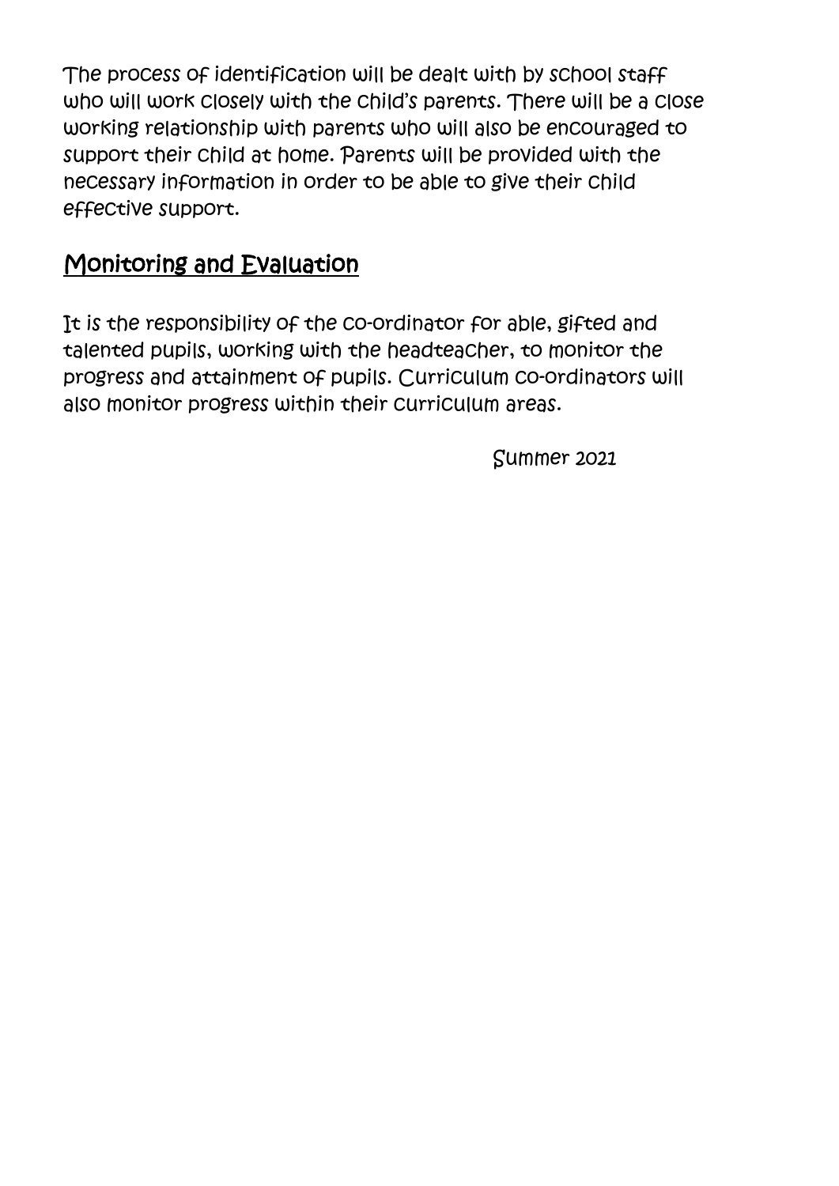The process of identification will be dealt with by school staff who will work closely with the child's parents. There will be a close working relationship with parents who will also be encouraged to support their child at home. Parents will be provided with the necessary information in order to be able to give their child effective support.

## Monitoring and Evaluation

It is the responsibility of the co-ordinator for able, gifted and talented pupils, working with the headteacher, to monitor the progress and attainment of pupils. Curriculum co-ordinators will also monitor progress within their curriculum areas.

Summer 2021